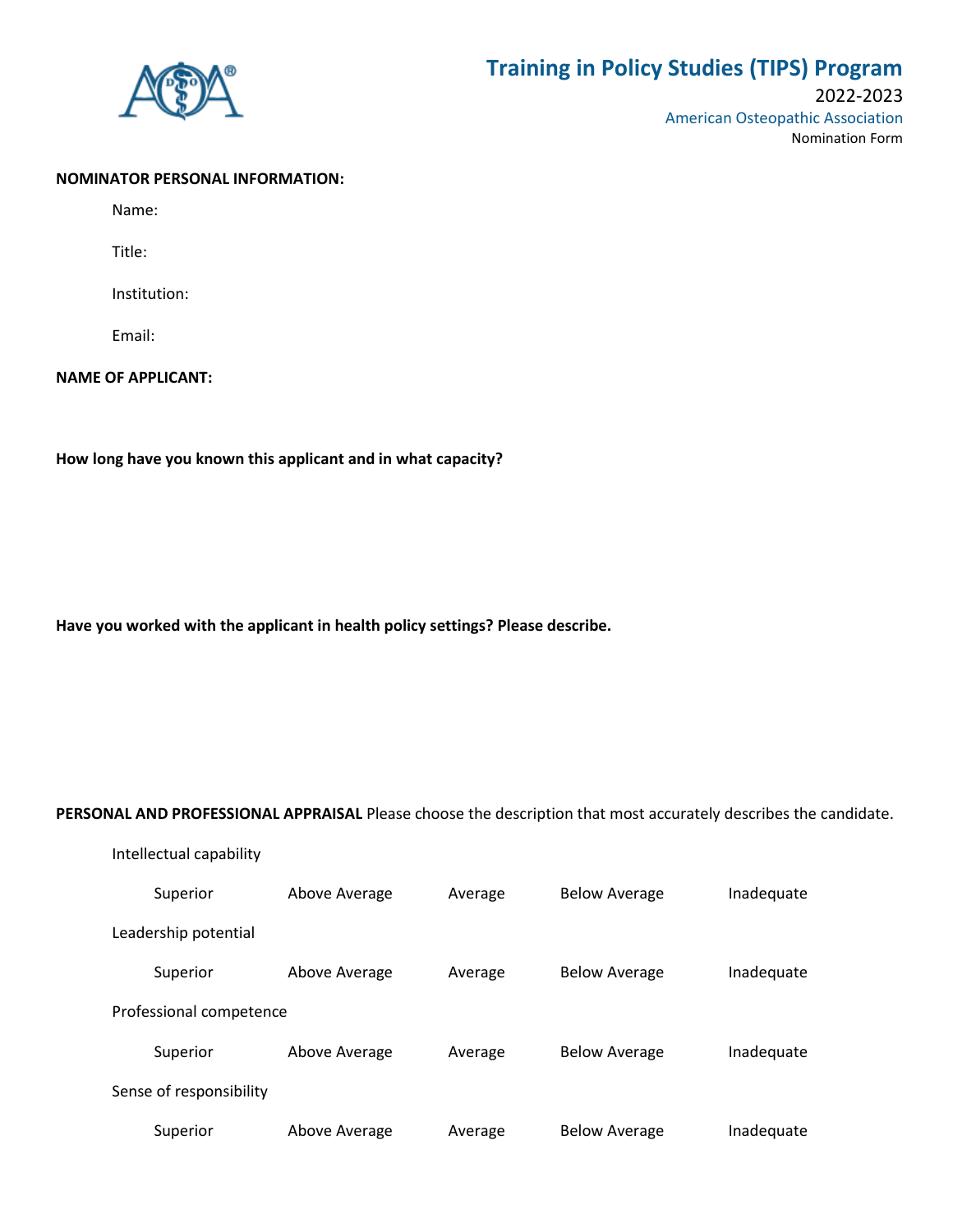# Training in Policy Studies (TIPS) Program

2022-2023

American Osteopathic Association

Nomination Form

**NOMINATOR PERSONAL INFORMATION:**

Name:

Title:

Institution:

Email:

**NAME OF APPLICANT:**

**How long have you known this applicant and in what capacity?**

**Have you worked with the applicant in health policy settings? Please describe.**

**PERSONAL AND PROFESSIONAL APPRAISAL** Please choose the description that most accurately describes the candidate.

Intellectual capability

| Superior | Above Average | Average | Below Average | Inadequate |
|---|---|---|---|---|

Leadership potential

| Superior | Above Average | Average | Below Average | Inadequate |
|---|---|---|---|---|

Professional competence

| Superior | Above Average | Average | Below Average | Inadequate |
|---|---|---|---|---|

Sense of responsibility

| Superior | Above Average | Average | Below Average | Inadequate |
|---|---|---|---|---|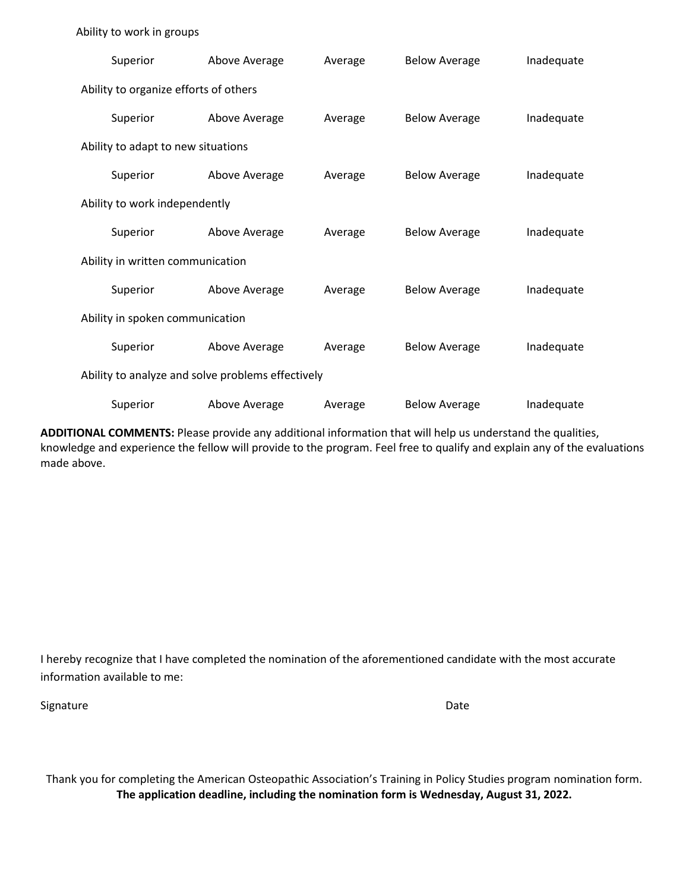Ability to work in groups

Superior Above Average Average Below Average Inadequate

Ability to organize efforts of others

Superior Above Average Average Below Average Inadequate

Ability to adapt to new situations

Superior Above Average Average Below Average Inadequate

Ability to work independently

Superior Above Average Average Below Average Inadequate

Ability in written communication

Superior Above Average Average Below Average Inadequate

Ability in spoken communication

Superior Above Average Average Below Average Inadequate

Ability to analyze and solve problems effectively

Superior Above Average Average Below Average Inadequate

**ADDITIONAL COMMENTS:** Please provide any additional information that will help us understand the qualities, knowledge and experience the fellow will provide to the program. Feel free to qualify and explain any of the evaluations made above.

I hereby recognize that I have completed the nomination of the aforementioned candidate with the most accurate information available to me:

Signature Date

Thank you for completing the American Osteopathic Association's Training in Policy Studies program nomination form.
**The application deadline, including the nomination form is Wednesday, August 31, 2022.**